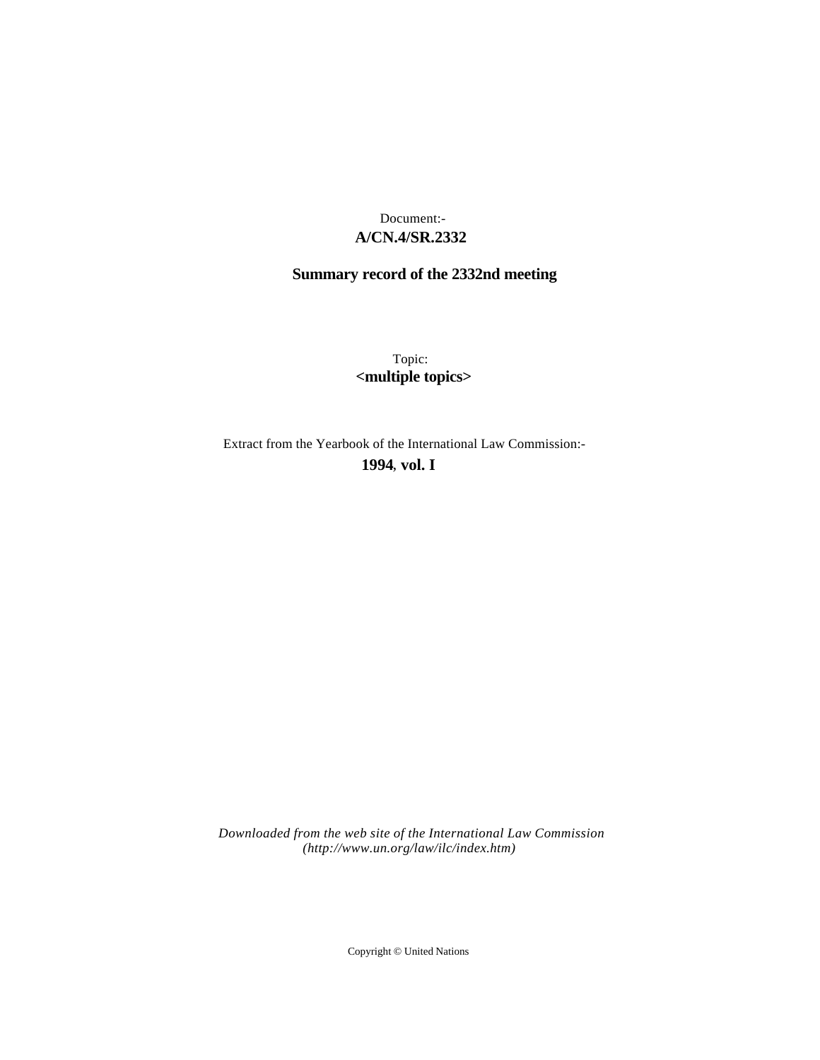Document:-
**A/CN.4/SR.2332**

**Summary record of the 2332nd meeting**

Topic:
**<multiple topics>**

Extract from the Yearbook of the International Law Commission:-
**1994, vol. I**

*Downloaded from the web site of the International Law Commission (http://www.un.org/law/ilc/index.htm)*

Copyright © United Nations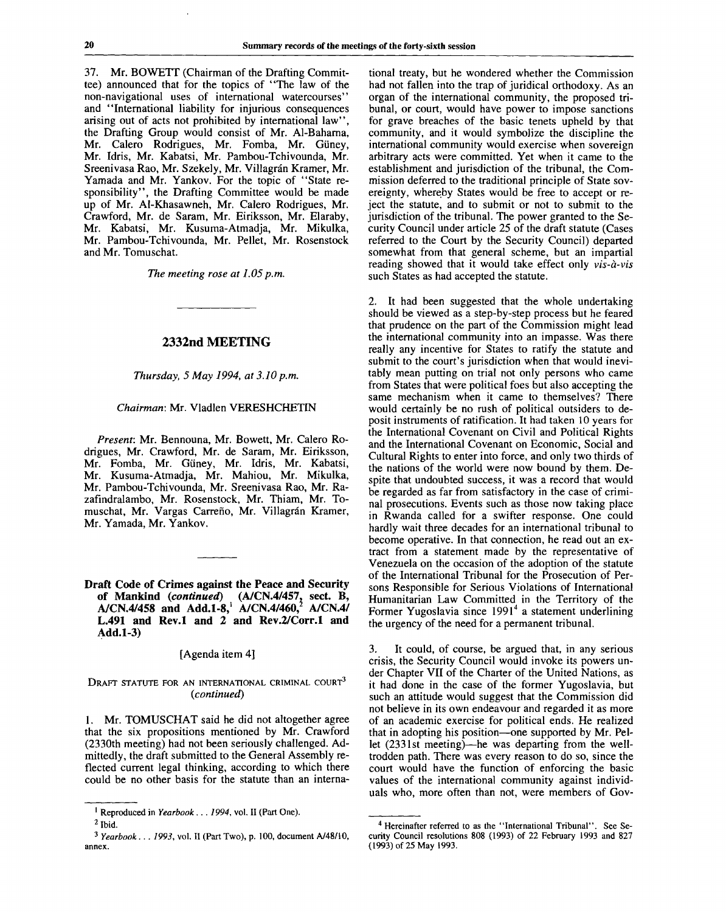37. Mr. BOWETT (Chairman of the Drafting Committee) announced that for the topics of "The law of the non-navigational uses of international watercourses" and "International liability for injurious consequences arising out of acts not prohibited by international law", the Drafting Group would consist of Mr. Al-Baharna, Mr. Calero Rodrigues, Mr. Fomba, Mr. Güney, Mr. Idris, Mr. Kabatsi, Mr. Pambou-Tchivounda, Mr. Sreenivasa Rao, Mr. Szekely, Mr. Villagrán Kramer, Mr. Yamada and Mr. Yankov. For the topic of "State responsibility", the Drafting Committee would be made up of Mr. Al-Khasawneh, Mr. Calero Rodrigues, Mr. Crawford, Mr. de Saram, Mr. Eiriksson, Mr. Elaraby, Mr. Kabatsi, Mr. Kusuma-Atmadja, Mr. Mikulka, Mr. Pambou-Tchivounda, Mr. Pellet, Mr. Rosenstock and Mr. Tomuschat.

*The meeting rose at 1.05 p.m.*

## 2332nd MEETING

*Thursday, 5 May 1994, at 3.10 p.m.*

*Chairman*: Mr. Vladlen VERESHCHETIN

*Present*: Mr. Bennouna, Mr. Bowett, Mr. Calero Rodrigues, Mr. Crawford, Mr. de Saram, Mr. Eiriksson, Mr. Fomba, Mr. Güney, Mr. Idris, Mr. Kabatsi, Mr. Kusuma-Atmadja, Mr. Mahiou, Mr. Mikulka, Mr. Pambou-Tchivounda, Mr. Sreenivasa Rao, Mr. Razafindralambo, Mr. Rosenstock, Mr. Thiam, Mr. Tomuschat, Mr. Vargas Carreño, Mr. Villagrán Kramer, Mr. Yamada, Mr. Yankov.

### Draft Code of Crimes against the Peace and Security of Mankind (*continued*) (A/CN.4/457, sect. B, A/CN.4/458 and Add.1-8,[1] A/CN.4/460,[2] A/CN.4/L.491 and Rev.1 and 2 and Rev.2/Corr.1 and Add.1-3)

[Agenda item 4]

DRAFT STATUTE FOR AN INTERNATIONAL CRIMINAL COURT[3] (*continued*)

1. Mr. TOMUSCHAT said he did not altogether agree that the six propositions mentioned by Mr. Crawford (2330th meeting) had not been seriously challenged. Admittedly, the draft submitted to the General Assembly reflected current legal thinking, according to which there could be no other basis for the statute than an international treaty, but he wondered whether the Commission had not fallen into the trap of juridical orthodoxy. As an organ of the international community, the proposed tribunal, or court, would have power to impose sanctions for grave breaches of the basic tenets upheld by that community, and it would symbolize the discipline the international community would exercise when sovereign arbitrary acts were committed. Yet when it came to the establishment and jurisdiction of the tribunal, the Commission deferred to the traditional principle of State sovereignty, whereby States would be free to accept or reject the statute, and to submit or not to submit to the jurisdiction of the tribunal. The power granted to the Security Council under article 25 of the draft statute (Cases referred to the Court by the Security Council) departed somewhat from that general scheme, but an impartial reading showed that it would take effect only *vis-à-vis* such States as had accepted the statute.

2. It had been suggested that the whole undertaking should be viewed as a step-by-step process but he feared that prudence on the part of the Commission might lead the international community into an impasse. Was there really any incentive for States to ratify the statute and submit to the court's jurisdiction when that would inevitably mean putting on trial not only persons who came from States that were political foes but also accepting the same mechanism when it came to themselves? There would certainly be no rush of political outsiders to deposit instruments of ratification. It had taken 10 years for the International Covenant on Civil and Political Rights and the International Covenant on Economic, Social and Cultural Rights to enter into force, and only two thirds of the nations of the world were now bound by them. Despite that undoubted success, it was a record that would be regarded as far from satisfactory in the case of criminal prosecutions. Events such as those now taking place in Rwanda called for a swifter response. One could hardly wait three decades for an international tribunal to become operative. In that connection, he read out an extract from a statement made by the representative of Venezuela on the occasion of the adoption of the statute of the International Tribunal for the Prosecution of Persons Responsible for Serious Violations of International Humanitarian Law Committed in the Territory of the Former Yugoslavia since 1991[4] a statement underlining the urgency of the need for a permanent tribunal.

3. It could, of course, be argued that, in any serious crisis, the Security Council would invoke its powers under Chapter VII of the Charter of the United Nations, as it had done in the case of the former Yugoslavia, but such an attitude would suggest that the Commission did not believe in its own endeavour and regarded it as more of an academic exercise for political ends. He realized that in adopting his position—one supported by Mr. Pellet (2331st meeting)—he was departing from the well-trodden path. There was every reason to do so, since the court would have the function of enforcing the basic values of the international community against individuals who, more often than not, were members of Gov-

---

[1] Reproduced in *Yearbook . . . 1994*, vol. II (Part One).

[2] Ibid.

[3] *Yearbook . . . 1993*, vol. II (Part Two), p. 100, document A/48/10, annex.

[4] Hereinafter referred to as the "International Tribunal". See Security Council resolutions 808 (1993) of 22 February 1993 and 827 (1993) of 25 May 1993.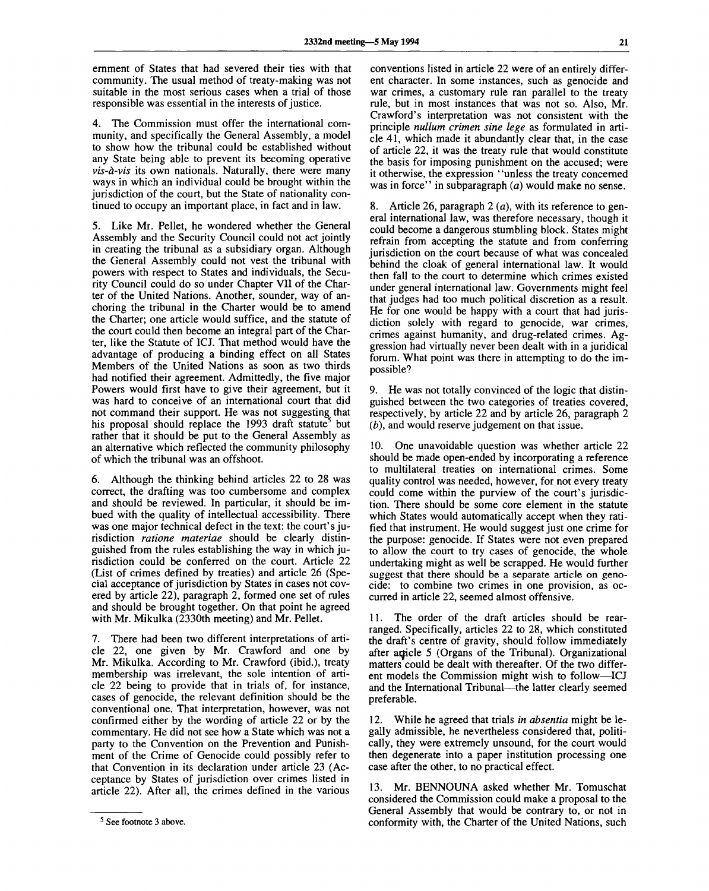ernment of States that had severed their ties with that community. The usual method of treaty-making was not suitable in the most serious cases when a trial of those responsible was essential in the interests of justice.

4. The Commission must offer the international community, and specifically the General Assembly, a model to show how the tribunal could be established without any State being able to prevent its becoming operative *vis-à-vis* its own nationals. Naturally, there were many ways in which an individual could be brought within the jurisdiction of the court, but the State of nationality continued to occupy an important place, in fact and in law.

5. Like Mr. Pellet, he wondered whether the General Assembly and the Security Council could not act jointly in creating the tribunal as a subsidiary organ. Although the General Assembly could not vest the tribunal with powers with respect to States and individuals, the Security Council could do so under Chapter VII of the Charter of the United Nations. Another, sounder, way of anchoring the tribunal in the Charter would be to amend the Charter; one article would suffice, and the statute of the court could then become an integral part of the Charter, like the Statute of ICJ. That method would have the advantage of producing a binding effect on all States Members of the United Nations as soon as two thirds had notified their agreement. Admittedly, the five major Powers would first have to give their agreement, but it was hard to conceive of an international court that did not command their support. He was not suggesting that his proposal should replace the 1993 draft statute[5] but rather that it should be put to the General Assembly as an alternative which reflected the community philosophy of which the tribunal was an offshoot.

6. Although the thinking behind articles 22 to 28 was correct, the drafting was too cumbersome and complex and should be reviewed. In particular, it should be imbued with the quality of intellectual accessibility. There was one major technical defect in the text: the court's jurisdiction *ratione materiae* should be clearly distinguished from the rules establishing the way in which jurisdiction could be conferred on the court. Article 22 (List of crimes defined by treaties) and article 26 (Special acceptance of jurisdiction by States in cases not covered by article 22), paragraph 2, formed one set of rules and should be brought together. On that point he agreed with Mr. Mikulka (2330th meeting) and Mr. Pellet.

7. There had been two different interpretations of article 22, one given by Mr. Crawford and one by Mr. Mikulka. According to Mr. Crawford (ibid.), treaty membership was irrelevant, the sole intention of article 22 being to provide that in trials of, for instance, cases of genocide, the relevant definition should be the conventional one. That interpretation, however, was not confirmed either by the wording of article 22 or by the commentary. He did not see how a State which was not a party to the Convention on the Prevention and Punishment of the Crime of Genocide could possibly refer to that Convention in its declaration under article 23 (Acceptance by States of jurisdiction over crimes listed in article 22). After all, the crimes defined in the various conventions listed in article 22 were of an entirely different character. In some instances, such as genocide and war crimes, a customary rule ran parallel to the treaty rule, but in most instances that was not so. Also, Mr. Crawford's interpretation was not consistent with the principle *nullum crimen sine lege* as formulated in article 41, which made it abundantly clear that, in the case of article 22, it was the treaty rule that would constitute the basis for imposing punishment on the accused; were it otherwise, the expression "unless the treaty concerned was in force" in subparagraph (*a*) would make no sense.

8. Article 26, paragraph 2 (*a*), with its reference to general international law, was therefore necessary, though it could become a dangerous stumbling block. States might refrain from accepting the statute and from conferring jurisdiction on the court because of what was concealed behind the cloak of general international law. It would then fall to the court to determine which crimes existed under general international law. Governments might feel that judges had too much political discretion as a result. He for one would be happy with a court that had jurisdiction solely with regard to genocide, war crimes, crimes against humanity, and drug-related crimes. Aggression had virtually never been dealt with in a juridical forum. What point was there in attempting to do the impossible?

9. He was not totally convinced of the logic that distinguished between the two categories of treaties covered, respectively, by article 22 and by article 26, paragraph 2 (*b*), and would reserve judgement on that issue.

10. One unavoidable question was whether article 22 should be made open-ended by incorporating a reference to multilateral treaties on international crimes. Some quality control was needed, however, for not every treaty could come within the purview of the court's jurisdiction. There should be some core element in the statute which States would automatically accept when they ratified that instrument. He would suggest just one crime for the purpose: genocide. If States were not even prepared to allow the court to try cases of genocide, the whole undertaking might as well be scrapped. He would further suggest that there should be a separate article on genocide: to combine two crimes in one provision, as occurred in article 22, seemed almost offensive.

11. The order of the draft articles should be rearranged. Specifically, articles 22 to 28, which constituted the draft's centre of gravity, should follow immediately after article 5 (Organs of the Tribunal). Organizational matters could be dealt with thereafter. Of the two different models the Commission might wish to follow—ICJ and the International Tribunal—the latter clearly seemed preferable.

12. While he agreed that trials *in absentia* might be legally admissible, he nevertheless considered that, politically, they were extremely unsound, for the court would then degenerate into a paper institution processing one case after the other, to no practical effect.

13. Mr. BENNOUNA asked whether Mr. Tomuschat considered the Commission could make a proposal to the General Assembly that would be contrary to, or not in conformity with, the Charter of the United Nations, such

[5] See footnote 3 above.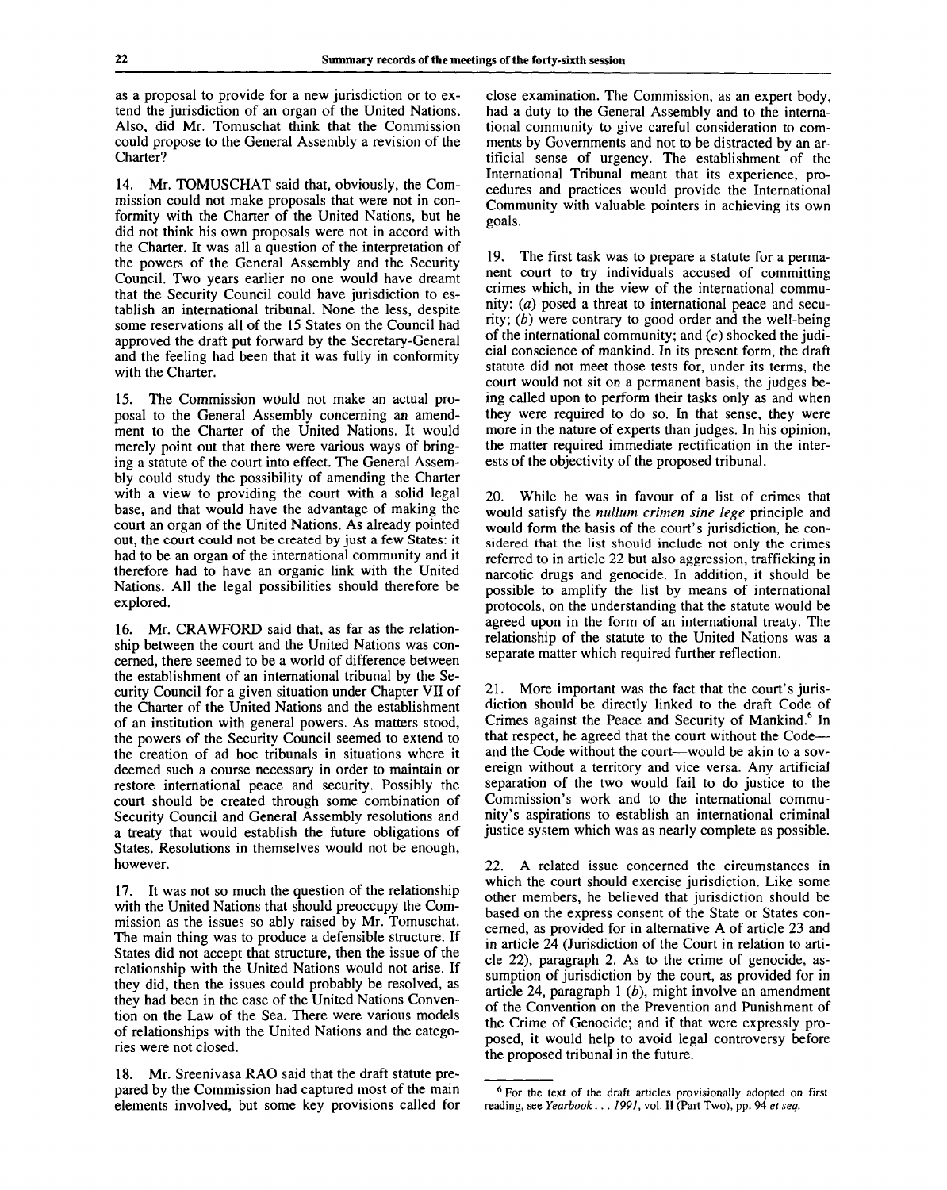as a proposal to provide for a new jurisdiction or to extend the jurisdiction of an organ of the United Nations. Also, did Mr. Tomuschat think that the Commission could propose to the General Assembly a revision of the Charter?

14. Mr. TOMUSCHAT said that, obviously, the Commission could not make proposals that were not in conformity with the Charter of the United Nations, but he did not think his own proposals were not in accord with the Charter. It was all a question of the interpretation of the powers of the General Assembly and the Security Council. Two years earlier no one would have dreamt that the Security Council could have jurisdiction to establish an international tribunal. None the less, despite some reservations all of the 15 States on the Council had approved the draft put forward by the Secretary-General and the feeling had been that it was fully in conformity with the Charter.

15. The Commission would not make an actual proposal to the General Assembly concerning an amendment to the Charter of the United Nations. It would merely point out that there were various ways of bringing a statute of the court into effect. The General Assembly could study the possibility of amending the Charter with a view to providing the court with a solid legal base, and that would have the advantage of making the court an organ of the United Nations. As already pointed out, the court could not be created by just a few States: it had to be an organ of the international community and it therefore had to have an organic link with the United Nations. All the legal possibilities should therefore be explored.

16. Mr. CRAWFORD said that, as far as the relationship between the court and the United Nations was concerned, there seemed to be a world of difference between the establishment of an international tribunal by the Security Council for a given situation under Chapter VII of the Charter of the United Nations and the establishment of an institution with general powers. As matters stood, the powers of the Security Council seemed to extend to the creation of ad hoc tribunals in situations where it deemed such a course necessary in order to maintain or restore international peace and security. Possibly the court should be created through some combination of Security Council and General Assembly resolutions and a treaty that would establish the future obligations of States. Resolutions in themselves would not be enough, however.

17. It was not so much the question of the relationship with the United Nations that should preoccupy the Commission as the issues so ably raised by Mr. Tomuschat. The main thing was to produce a defensible structure. If States did not accept that structure, then the issue of the relationship with the United Nations would not arise. If they did, then the issues could probably be resolved, as they had been in the case of the United Nations Convention on the Law of the Sea. There were various models of relationships with the United Nations and the categories were not closed.

18. Mr. Sreenivasa RAO said that the draft statute prepared by the Commission had captured most of the main elements involved, but some key provisions called for close examination. The Commission, as an expert body, had a duty to the General Assembly and to the international community to give careful consideration to comments by Governments and not to be distracted by an artificial sense of urgency. The establishment of the International Tribunal meant that its experience, procedures and practices would provide the International Community with valuable pointers in achieving its own goals.

19. The first task was to prepare a statute for a permanent court to try individuals accused of committing crimes which, in the view of the international community: (*a*) posed a threat to international peace and security; (*b*) were contrary to good order and the well-being of the international community; and (*c*) shocked the judicial conscience of mankind. In its present form, the draft statute did not meet those tests for, under its terms, the court would not sit on a permanent basis, the judges being called upon to perform their tasks only as and when they were required to do so. In that sense, they were more in the nature of experts than judges. In his opinion, the matter required immediate rectification in the interests of the objectivity of the proposed tribunal.

20. While he was in favour of a list of crimes that would satisfy the *nullum crimen sine lege* principle and would form the basis of the court's jurisdiction, he considered that the list should include not only the crimes referred to in article 22 but also aggression, trafficking in narcotic drugs and genocide. In addition, it should be possible to amplify the list by means of international protocols, on the understanding that the statute would be agreed upon in the form of an international treaty. The relationship of the statute to the United Nations was a separate matter which required further reflection.

21. More important was the fact that the court's jurisdiction should be directly linked to the draft Code of Crimes against the Peace and Security of Mankind.[6] In that respect, he agreed that the court without the Code—and the Code without the court—would be akin to a sovereign without a territory and vice versa. Any artificial separation of the two would fail to do justice to the Commission's work and to the international community's aspirations to establish an international criminal justice system which was as nearly complete as possible.

22. A related issue concerned the circumstances in which the court should exercise jurisdiction. Like some other members, he believed that jurisdiction should be based on the express consent of the State or States concerned, as provided for in alternative A of article 23 and in article 24 (Jurisdiction of the Court in relation to article 22), paragraph 2. As to the crime of genocide, assumption of jurisdiction by the court, as provided for in article 24, paragraph 1 (*b*), might involve an amendment of the Convention on the Prevention and Punishment of the Crime of Genocide; and if that were expressly proposed, it would help to avoid legal controversy before the proposed tribunal in the future.

---

[6] For the text of the draft articles provisionally adopted on first reading, see *Yearbook . . . 1991*, vol. II (Part Two), pp. 94 *et seq.*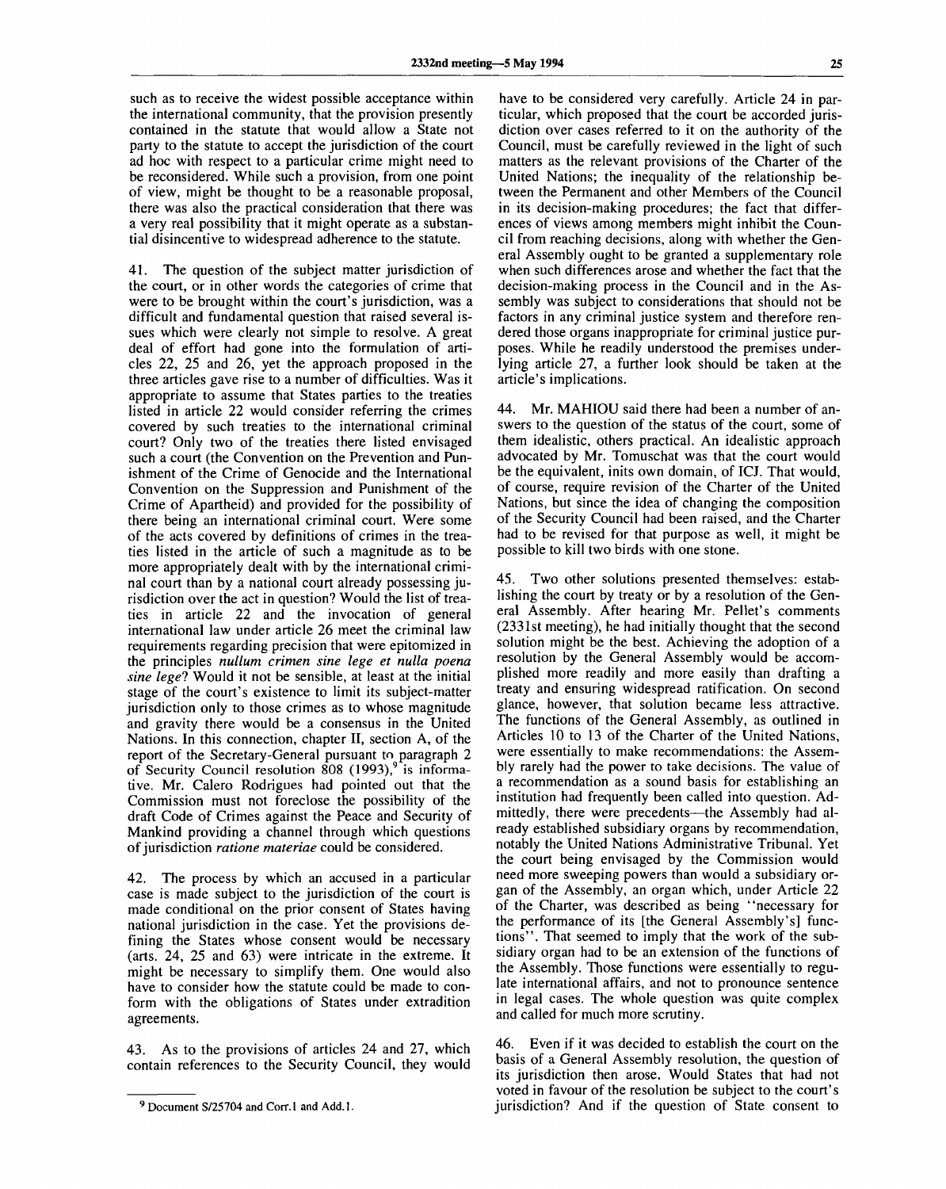such as to receive the widest possible acceptance within the international community, that the provision presently contained in the statute that would allow a State not party to the statute to accept the jurisdiction of the court ad hoc with respect to a particular crime might need to be reconsidered. While such a provision, from one point of view, might be thought to be a reasonable proposal, there was also the practical consideration that there was a very real possibility that it might operate as a substantial disincentive to widespread adherence to the statute.

41. The question of the subject matter jurisdiction of the court, or in other words the categories of crime that were to be brought within the court's jurisdiction, was a difficult and fundamental question that raised several issues which were clearly not simple to resolve. A great deal of effort had gone into the formulation of articles 22, 25 and 26, yet the approach proposed in the three articles gave rise to a number of difficulties. Was it appropriate to assume that States parties to the treaties listed in article 22 would consider referring the crimes covered by such treaties to the international criminal court? Only two of the treaties there listed envisaged such a court (the Convention on the Prevention and Punishment of the Crime of Genocide and the International Convention on the Suppression and Punishment of the Crime of Apartheid) and provided for the possibility of there being an international criminal court. Were some of the acts covered by definitions of crimes in the treaties listed in the article of such a magnitude as to be more appropriately dealt with by the international criminal court than by a national court already possessing jurisdiction over the act in question? Would the list of treaties in article 22 and the invocation of general international law under article 26 meet the criminal law requirements regarding precision that were epitomized in the principles *nullum crimen sine lege et nulla poena sine lege*? Would it not be sensible, at least at the initial stage of the court's existence to limit its subject-matter jurisdiction only to those crimes as to whose magnitude and gravity there would be a consensus in the United Nations. In this connection, chapter II, section A, of the report of the Secretary-General pursuant to paragraph 2 of Security Council resolution 808 (1993),[9] is informative. Mr. Calero Rodrigues had pointed out that the Commission must not foreclose the possibility of the draft Code of Crimes against the Peace and Security of Mankind providing a channel through which questions of jurisdiction *ratione materiae* could be considered.

42. The process by which an accused in a particular case is made subject to the jurisdiction of the court is made conditional on the prior consent of States having national jurisdiction in the case. Yet the provisions defining the States whose consent would be necessary (arts. 24, 25 and 63) were intricate in the extreme. It might be necessary to simplify them. One would also have to consider how the statute could be made to conform with the obligations of States under extradition agreements.

43. As to the provisions of articles 24 and 27, which contain references to the Security Council, they would have to be considered very carefully. Article 24 in particular, which proposed that the court be accorded jurisdiction over cases referred to it on the authority of the Council, must be carefully reviewed in the light of such matters as the relevant provisions of the Charter of the United Nations; the inequality of the relationship between the Permanent and other Members of the Council in its decision-making procedures; the fact that differences of views among members might inhibit the Council from reaching decisions, along with whether the General Assembly ought to be granted a supplementary role when such differences arose and whether the fact that the decision-making process in the Council and in the Assembly was subject to considerations that should not be factors in any criminal justice system and therefore rendered those organs inappropriate for criminal justice purposes. While he readily understood the premises underlying article 27, a further look should be taken at the article's implications.

44. Mr. MAHIOU said there had been a number of answers to the question of the status of the court, some of them idealistic, others practical. An idealistic approach advocated by Mr. Tomuschat was that the court would be the equivalent, inits own domain, of ICJ. That would, of course, require revision of the Charter of the United Nations, but since the idea of changing the composition of the Security Council had been raised, and the Charter had to be revised for that purpose as well, it might be possible to kill two birds with one stone.

45. Two other solutions presented themselves: establishing the court by treaty or by a resolution of the General Assembly. After hearing Mr. Pellet's comments (2331st meeting), he had initially thought that the second solution might be the best. Achieving the adoption of a resolution by the General Assembly would be accomplished more readily and more easily than drafting a treaty and ensuring widespread ratification. On second glance, however, that solution became less attractive. The functions of the General Assembly, as outlined in Articles 10 to 13 of the Charter of the United Nations, were essentially to make recommendations: the Assembly rarely had the power to take decisions. The value of a recommendation as a sound basis for establishing an institution had frequently been called into question. Admittedly, there were precedents—the Assembly had already established subsidiary organs by recommendation, notably the United Nations Administrative Tribunal. Yet the court being envisaged by the Commission would need more sweeping powers than would a subsidiary organ of the Assembly, an organ which, under Article 22 of the Charter, was described as being "necessary for the performance of its [the General Assembly's] functions". That seemed to imply that the work of the subsidiary organ had to be an extension of the functions of the Assembly. Those functions were essentially to regulate international affairs, and not to pronounce sentence in legal cases. The whole question was quite complex and called for much more scrutiny.

46. Even if it was decided to establish the court on the basis of a General Assembly resolution, the question of its jurisdiction then arose. Would States that had not voted in favour of the resolution be subject to the court's jurisdiction? And if the question of State consent to

[9] Document S/25704 and Corr.1 and Add.1.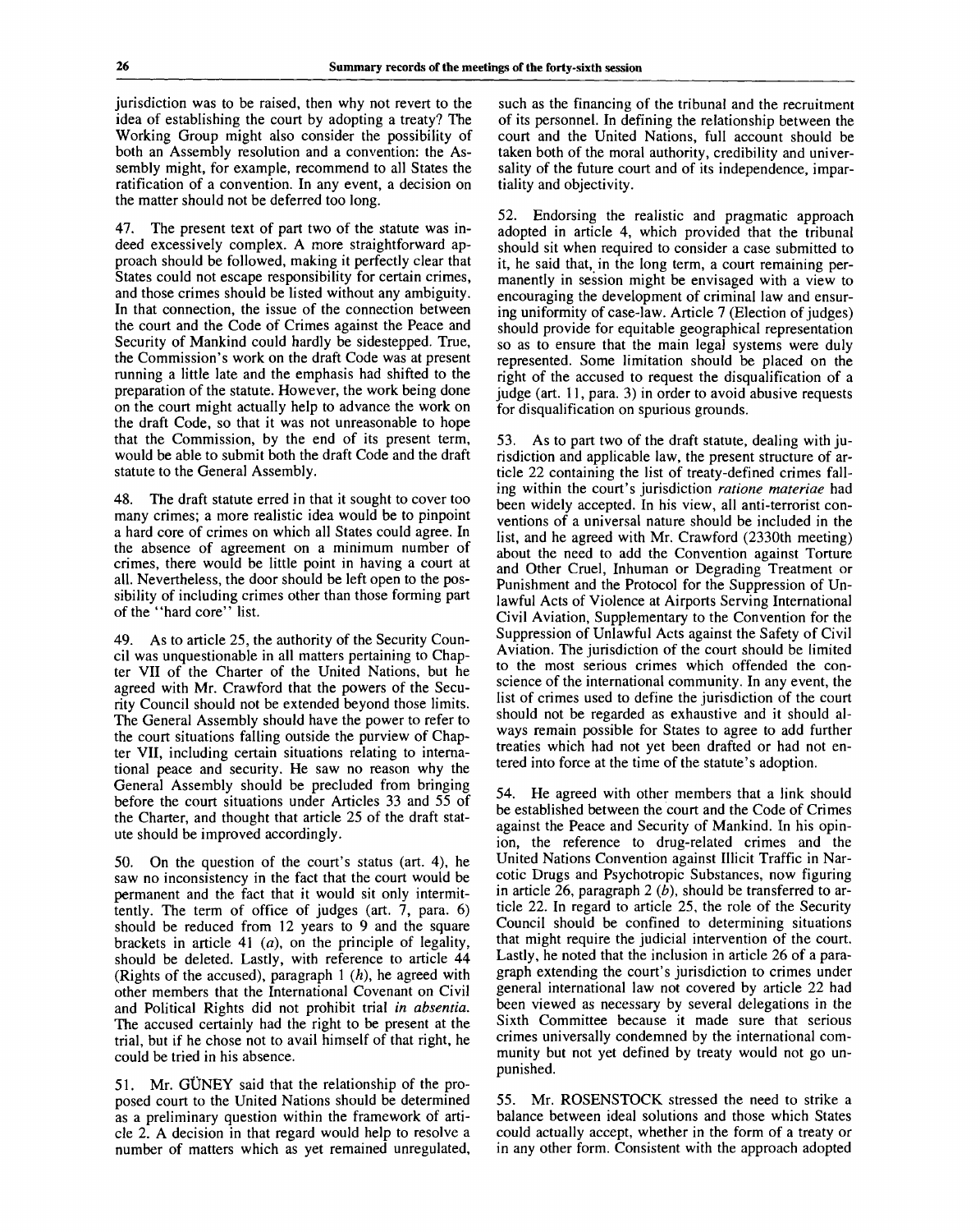jurisdiction was to be raised, then why not revert to the idea of establishing the court by adopting a treaty? The Working Group might also consider the possibility of both an Assembly resolution and a convention: the Assembly might, for example, recommend to all States the ratification of a convention. In any event, a decision on the matter should not be deferred too long.

47. The present text of part two of the statute was indeed excessively complex. A more straightforward approach should be followed, making it perfectly clear that States could not escape responsibility for certain crimes, and those crimes should be listed without any ambiguity. In that connection, the issue of the connection between the court and the Code of Crimes against the Peace and Security of Mankind could hardly be sidestepped. True, the Commission's work on the draft Code was at present running a little late and the emphasis had shifted to the preparation of the statute. However, the work being done on the court might actually help to advance the work on the draft Code, so that it was not unreasonable to hope that the Commission, by the end of its present term, would be able to submit both the draft Code and the draft statute to the General Assembly.

48. The draft statute erred in that it sought to cover too many crimes; a more realistic idea would be to pinpoint a hard core of crimes on which all States could agree. In the absence of agreement on a minimum number of crimes, there would be little point in having a court at all. Nevertheless, the door should be left open to the possibility of including crimes other than those forming part of the "hard core" list.

49. As to article 25, the authority of the Security Council was unquestionable in all matters pertaining to Chapter VII of the Charter of the United Nations, but he agreed with Mr. Crawford that the powers of the Security Council should not be extended beyond those limits. The General Assembly should have the power to refer to the court situations falling outside the purview of Chapter VII, including certain situations relating to international peace and security. He saw no reason why the General Assembly should be precluded from bringing before the court situations under Articles 33 and 55 of the Charter, and thought that article 25 of the draft statute should be improved accordingly.

50. On the question of the court's status (art. 4), he saw no inconsistency in the fact that the court would be permanent and the fact that it would sit only intermittently. The term of office of judges (art. 7, para. 6) should be reduced from 12 years to 9 and the square brackets in article 41 (*a*), on the principle of legality, should be deleted. Lastly, with reference to article 44 (Rights of the accused), paragraph 1 (*h*), he agreed with other members that the International Covenant on Civil and Political Rights did not prohibit trial *in absentia*. The accused certainly had the right to be present at the trial, but if he chose not to avail himself of that right, he could be tried in his absence.

51. Mr. GÜNEY said that the relationship of the proposed court to the United Nations should be determined as a preliminary question within the framework of article 2. A decision in that regard would help to resolve a number of matters which as yet remained unregulated, such as the financing of the tribunal and the recruitment of its personnel. In defining the relationship between the court and the United Nations, full account should be taken both of the moral authority, credibility and universality of the future court and of its independence, impartiality and objectivity.

52. Endorsing the realistic and pragmatic approach adopted in article 4, which provided that the tribunal should sit when required to consider a case submitted to it, he said that, in the long term, a court remaining permanently in session might be envisaged with a view to encouraging the development of criminal law and ensuring uniformity of case-law. Article 7 (Election of judges) should provide for equitable geographical representation so as to ensure that the main legal systems were duly represented. Some limitation should be placed on the right of the accused to request the disqualification of a judge (art. 11, para. 3) in order to avoid abusive requests for disqualification on spurious grounds.

53. As to part two of the draft statute, dealing with jurisdiction and applicable law, the present structure of article 22 containing the list of treaty-defined crimes falling within the court's jurisdiction *ratione materiae* had been widely accepted. In his view, all anti-terrorist conventions of a universal nature should be included in the list, and he agreed with Mr. Crawford (2330th meeting) about the need to add the Convention against Torture and Other Cruel, Inhuman or Degrading Treatment or Punishment and the Protocol for the Suppression of Unlawful Acts of Violence at Airports Serving International Civil Aviation, Supplementary to the Convention for the Suppression of Unlawful Acts against the Safety of Civil Aviation. The jurisdiction of the court should be limited to the most serious crimes which offended the conscience of the international community. In any event, the list of crimes used to define the jurisdiction of the court should not be regarded as exhaustive and it should always remain possible for States to agree to add further treaties which had not yet been drafted or had not entered into force at the time of the statute's adoption.

54. He agreed with other members that a link should be established between the court and the Code of Crimes against the Peace and Security of Mankind. In his opinion, the reference to drug-related crimes and the United Nations Convention against Illicit Traffic in Narcotic Drugs and Psychotropic Substances, now figuring in article 26, paragraph 2 (*b*), should be transferred to article 22. In regard to article 25, the role of the Security Council should be confined to determining situations that might require the judicial intervention of the court. Lastly, he noted that the inclusion in article 26 of a paragraph extending the court's jurisdiction to crimes under general international law not covered by article 22 had been viewed as necessary by several delegations in the Sixth Committee because it made sure that serious crimes universally condemned by the international community but not yet defined by treaty would not go unpunished.

55. Mr. ROSENSTOCK stressed the need to strike a balance between ideal solutions and those which States could actually accept, whether in the form of a treaty or in any other form. Consistent with the approach adopted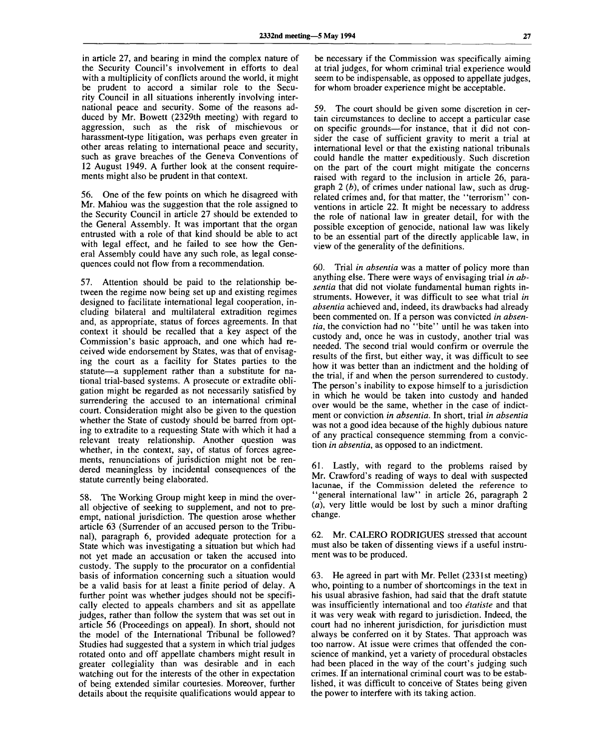in article 27, and bearing in mind the complex nature of the Security Council's involvement in efforts to deal with a multiplicity of conflicts around the world, it might be prudent to accord a similar role to the Security Council in all situations inherently involving international peace and security. Some of the reasons adduced by Mr. Bowett (2329th meeting) with regard to aggression, such as the risk of mischievous or harassment-type litigation, was perhaps even greater in other areas relating to international peace and security, such as grave breaches of the Geneva Conventions of 12 August 1949. A further look at the consent requirements might also be prudent in that context.

56. One of the few points on which he disagreed with Mr. Mahiou was the suggestion that the role assigned to the Security Council in article 27 should be extended to the General Assembly. It was important that the organ entrusted with a role of that kind should be able to act with legal effect, and he failed to see how the General Assembly could have any such role, as legal consequences could not flow from a recommendation.

57. Attention should be paid to the relationship between the regime now being set up and existing regimes designed to facilitate international legal cooperation, including bilateral and multilateral extradition regimes and, as appropriate, status of forces agreements. In that context it should be recalled that a key aspect of the Commission's basic approach, and one which had received wide endorsement by States, was that of envisaging the court as a facility for States parties to the statute—a supplement rather than a substitute for national trial-based systems. A prosecute or extradite obligation might be regarded as not necessarily satisfied by surrendering the accused to an international criminal court. Consideration might also be given to the question whether the State of custody should be barred from opting to extradite to a requesting State with which it had a relevant treaty relationship. Another question was whether, in the context, say, of status of forces agreements, renunciations of jurisdiction might not be rendered meaningless by incidental consequences of the statute currently being elaborated.

58. The Working Group might keep in mind the overall objective of seeking to supplement, and not to preempt, national jurisdiction. The question arose whether article 63 (Surrender of an accused person to the Tribunal), paragraph 6, provided adequate protection for a State which was investigating a situation but which had not yet made an accusation or taken the accused into custody. The supply to the procurator on a confidential basis of information concerning such a situation would be a valid basis for at least a finite period of delay. A further point was whether judges should not be specifically elected to appeals chambers and sit as appellate judges, rather than follow the system that was set out in article 56 (Proceedings on appeal). In short, should not the model of the International Tribunal be followed? Studies had suggested that a system in which trial judges rotated onto and off appellate chambers might result in greater collegiality than was desirable and in each watching out for the interests of the other in expectation of being extended similar courtesies. Moreover, further details about the requisite qualifications would appear to be necessary if the Commission was specifically aiming at trial judges, for whom criminal trial experience would seem to be indispensable, as opposed to appellate judges, for whom broader experience might be acceptable.

59. The court should be given some discretion in certain circumstances to decline to accept a particular case on specific grounds—for instance, that it did not consider the case of sufficient gravity to merit a trial at international level or that the existing national tribunals could handle the matter expeditiously. Such discretion on the part of the court might mitigate the concerns raised with regard to the inclusion in article 26, paragraph 2 (*b*), of crimes under national law, such as drug-related crimes and, for that matter, the "terrorism" conventions in article 22. It might be necessary to address the role of national law in greater detail, for with the possible exception of genocide, national law was likely to be an essential part of the directly applicable law, in view of the generality of the definitions.

60. Trial *in absentia* was a matter of policy more than anything else. There were ways of envisaging trial *in absentia* that did not violate fundamental human rights instruments. However, it was difficult to see what trial *in absentia* achieved and, indeed, its drawbacks had already been commented on. If a person was convicted *in absentia*, the conviction had no "bite" until he was taken into custody and, once he was in custody, another trial was needed. The second trial would confirm or overrule the results of the first, but either way, it was difficult to see how it was better than an indictment and the holding of the trial, if and when the person surrendered to custody. The person's inability to expose himself to a jurisdiction in which he would be taken into custody and handed over would be the same, whether in the case of indictment or conviction *in absentia*. In short, trial *in absentia* was not a good idea because of the highly dubious nature of any practical consequence stemming from a conviction *in absentia*, as opposed to an indictment.

61. Lastly, with regard to the problems raised by Mr. Crawford's reading of ways to deal with suspected lacunae, if the Commission deleted the reference to "general international law" in article 26, paragraph 2 (*a*), very little would be lost by such a minor drafting change.

62. Mr. CALERO RODRIGUES stressed that account must also be taken of dissenting views if a useful instrument was to be produced.

63. He agreed in part with Mr. Pellet (2331st meeting) who, pointing to a number of shortcomings in the text in his usual abrasive fashion, had said that the draft statute was insufficiently international and too *étatiste* and that it was very weak with regard to jurisdiction. Indeed, the court had no inherent jurisdiction, for jurisdiction must always be conferred on it by States. That approach was too narrow. At issue were crimes that offended the conscience of mankind, yet a variety of procedural obstacles had been placed in the way of the court's judging such crimes. If an international criminal court was to be established, it was difficult to conceive of States being given the power to interfere with its taking action.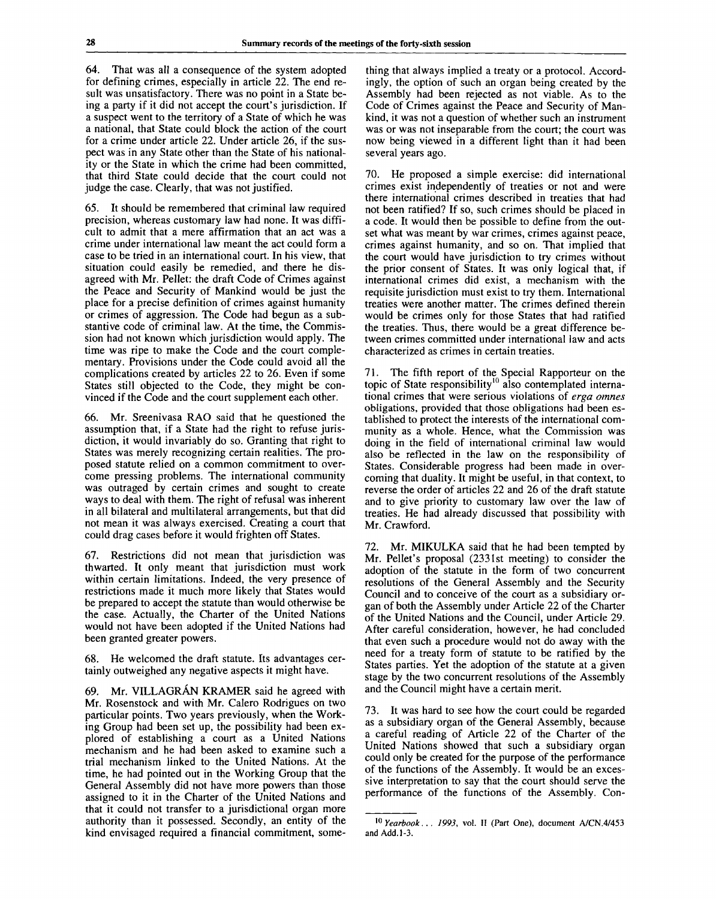64. That was all a consequence of the system adopted for defining crimes, especially in article 22. The end result was unsatisfactory. There was no point in a State being a party if it did not accept the court's jurisdiction. If a suspect went to the territory of a State of which he was a national, that State could block the action of the court for a crime under article 22. Under article 26, if the suspect was in any State other than the State of his nationality or the State in which the crime had been committed, that third State could decide that the court could not judge the case. Clearly, that was not justified.

65. It should be remembered that criminal law required precision, whereas customary law had none. It was difficult to admit that a mere affirmation that an act was a crime under international law meant the act could form a case to be tried in an international court. In his view, that situation could easily be remedied, and there he disagreed with Mr. Pellet: the draft Code of Crimes against the Peace and Security of Mankind would be just the place for a precise definition of crimes against humanity or crimes of aggression. The Code had begun as a substantive code of criminal law. At the time, the Commission had not known which jurisdiction would apply. The time was ripe to make the Code and the court complementary. Provisions under the Code could avoid all the complications created by articles 22 to 26. Even if some States still objected to the Code, they might be convinced if the Code and the court supplement each other.

66. Mr. Sreenivasa RAO said that he questioned the assumption that, if a State had the right to refuse jurisdiction, it would invariably do so. Granting that right to States was merely recognizing certain realities. The proposed statute relied on a common commitment to overcome pressing problems. The international community was outraged by certain crimes and sought to create ways to deal with them. The right of refusal was inherent in all bilateral and multilateral arrangements, but that did not mean it was always exercised. Creating a court that could drag cases before it would frighten off States.

67. Restrictions did not mean that jurisdiction was thwarted. It only meant that jurisdiction must work within certain limitations. Indeed, the very presence of restrictions made it much more likely that States would be prepared to accept the statute than would otherwise be the case. Actually, the Charter of the United Nations would not have been adopted if the United Nations had been granted greater powers.

68. He welcomed the draft statute. Its advantages certainly outweighed any negative aspects it might have.

69. Mr. VILLAGRÁN KRAMER said he agreed with Mr. Rosenstock and with Mr. Calero Rodrigues on two particular points. Two years previously, when the Working Group had been set up, the possibility had been explored of establishing a court as a United Nations mechanism and he had been asked to examine such a trial mechanism linked to the United Nations. At the time, he had pointed out in the Working Group that the General Assembly did not have more powers than those assigned to it in the Charter of the United Nations and that it could not transfer to a jurisdictional organ more authority than it possessed. Secondly, an entity of the kind envisaged required a financial commitment, something that always implied a treaty or a protocol. Accordingly, the option of such an organ being created by the Assembly had been rejected as not viable. As to the Code of Crimes against the Peace and Security of Mankind, it was not a question of whether such an instrument was or was not inseparable from the court; the court was now being viewed in a different light than it had been several years ago.

70. He proposed a simple exercise: did international crimes exist independently of treaties or not and were there international crimes described in treaties that had not been ratified? If so, such crimes should be placed in a code. It would then be possible to define from the outset what was meant by war crimes, crimes against peace, crimes against humanity, and so on. That implied that the court would have jurisdiction to try crimes without the prior consent of States. It was only logical that, if international crimes did exist, a mechanism with the requisite jurisdiction must exist to try them. International treaties were another matter. The crimes defined therein would be crimes only for those States that had ratified the treaties. Thus, there would be a great difference between crimes committed under international law and acts characterized as crimes in certain treaties.

71. The fifth report of the Special Rapporteur on the topic of State responsibility[10] also contemplated international crimes that were serious violations of *erga omnes* obligations, provided that those obligations had been established to protect the interests of the international community as a whole. Hence, what the Commission was doing in the field of international criminal law would also be reflected in the law on the responsibility of States. Considerable progress had been made in overcoming that duality. It might be useful, in that context, to reverse the order of articles 22 and 26 of the draft statute and to give priority to customary law over the law of treaties. He had already discussed that possibility with Mr. Crawford.

72. Mr. MIKULKA said that he had been tempted by Mr. Pellet's proposal (2331st meeting) to consider the adoption of the statute in the form of two concurrent resolutions of the General Assembly and the Security Council and to conceive of the court as a subsidiary organ of both the Assembly under Article 22 of the Charter of the United Nations and the Council, under Article 29. After careful consideration, however, he had concluded that even such a procedure would not do away with the need for a treaty form of statute to be ratified by the States parties. Yet the adoption of the statute at a given stage by the two concurrent resolutions of the Assembly and the Council might have a certain merit.

73. It was hard to see how the court could be regarded as a subsidiary organ of the General Assembly, because a careful reading of Article 22 of the Charter of the United Nations showed that such a subsidiary organ could only be created for the purpose of the performance of the functions of the Assembly. It would be an excessive interpretation to say that the court should serve the performance of the functions of the Assembly. Con-

[10] *Yearbook . . . 1993*, vol. II (Part One), document A/CN.4/453 and Add.1-3.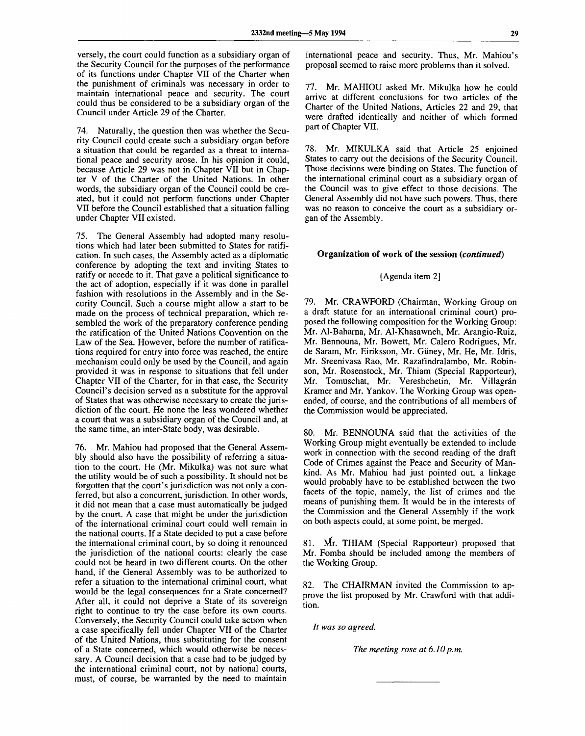versely, the court could function as a subsidiary organ of the Security Council for the purposes of the performance of its functions under Chapter VII of the Charter when the punishment of criminals was necessary in order to maintain international peace and security. The court could thus be considered to be a subsidiary organ of the Council under Article 29 of the Charter.

74. Naturally, the question then was whether the Security Council could create such a subsidiary organ before a situation that could be regarded as a threat to international peace and security arose. In his opinion it could, because Article 29 was not in Chapter VII but in Chapter V of the Charter of the United Nations. In other words, the subsidiary organ of the Council could be created, but it could not perform functions under Chapter VII before the Council established that a situation falling under Chapter VII existed.

75. The General Assembly had adopted many resolutions which had later been submitted to States for ratification. In such cases, the Assembly acted as a diplomatic conference by adopting the text and inviting States to ratify or accede to it. That gave a political significance to the act of adoption, especially if it was done in parallel fashion with resolutions in the Assembly and in the Security Council. Such a course might allow a start to be made on the process of technical preparation, which resembled the work of the preparatory conference pending the ratification of the United Nations Convention on the Law of the Sea. However, before the number of ratifications required for entry into force was reached, the entire mechanism could only be used by the Council, and again provided it was in response to situations that fell under Chapter VII of the Charter, for in that case, the Security Council's decision served as a substitute for the approval of States that was otherwise necessary to create the jurisdiction of the court. He none the less wondered whether a court that was a subsidiary organ of the Council and, at the same time, an inter-State body, was desirable.

76. Mr. Mahiou had proposed that the General Assembly should also have the possibility of referring a situation to the court. He (Mr. Mikulka) was not sure what the utility would be of such a possibility. It should not be forgotten that the court's jurisdiction was not only a conferred, but also a concurrent, jurisdiction. In other words, it did not mean that a case must automatically be judged by the court. A case that might be under the jurisdiction of the international criminal court could well remain in the national courts. If a State decided to put a case before the international criminal court, by so doing it renounced the jurisdiction of the national courts: clearly the case could not be heard in two different courts. On the other hand, if the General Assembly was to be authorized to refer a situation to the international criminal court, what would be the legal consequences for a State concerned? After all, it could not deprive a State of its sovereign right to continue to try the case before its own courts. Conversely, the Security Council could take action when a case specifically fell under Chapter VII of the Charter of the United Nations, thus substituting for the consent of a State concerned, which would otherwise be necessary. A Council decision that a case had to be judged by the international criminal court, not by national courts, must, of course, be warranted by the need to maintain international peace and security. Thus, Mr. Mahiou's proposal seemed to raise more problems than it solved.

77. Mr. MAHIOU asked Mr. Mikulka how he could arrive at different conclusions for two articles of the Charter of the United Nations, Articles 22 and 29, that were drafted identically and neither of which formed part of Chapter VII.

78. Mr. MIKULKA said that Article 25 enjoined States to carry out the decisions of the Security Council. Those decisions were binding on States. The function of the international criminal court as a subsidiary organ of the Council was to give effect to those decisions. The General Assembly did not have such powers. Thus, there was no reason to conceive the court as a subsidiary organ of the Assembly.

## Organization of work of the session *(continued)*

[Agenda item 2]

79. Mr. CRAWFORD (Chairman, Working Group on a draft statute for an international criminal court) proposed the following composition for the Working Group: Mr. Al-Baharna, Mr. Al-Khasawneh, Mr. Arangio-Ruiz, Mr. Bennouna, Mr. Bowett, Mr. Calero Rodrigues, Mr. de Saram, Mr. Eiriksson, Mr. Güney, Mr. He, Mr. Idris, Mr. Sreenivasa Rao, Mr. Razafindralambo, Mr. Robinson, Mr. Rosenstock, Mr. Thiam (Special Rapporteur), Mr. Tomuschat, Mr. Vereshchetin, Mr. Villagrán Kramer and Mr. Yankov. The Working Group was open-ended, of course, and the contributions of all members of the Commission would be appreciated.

80. Mr. BENNOUNA said that the activities of the Working Group might eventually be extended to include work in connection with the second reading of the draft Code of Crimes against the Peace and Security of Mankind. As Mr. Mahiou had just pointed out, a linkage would probably have to be established between the two facets of the topic, namely, the list of crimes and the means of punishing them. It would be in the interests of the Commission and the General Assembly if the work on both aspects could, at some point, be merged.

81. Mr. THIAM (Special Rapporteur) proposed that Mr. Fomba should be included among the members of the Working Group.

82. The CHAIRMAN invited the Commission to approve the list proposed by Mr. Crawford with that addition.

*It was so agreed.*

*The meeting rose at 6.10 p.m.*